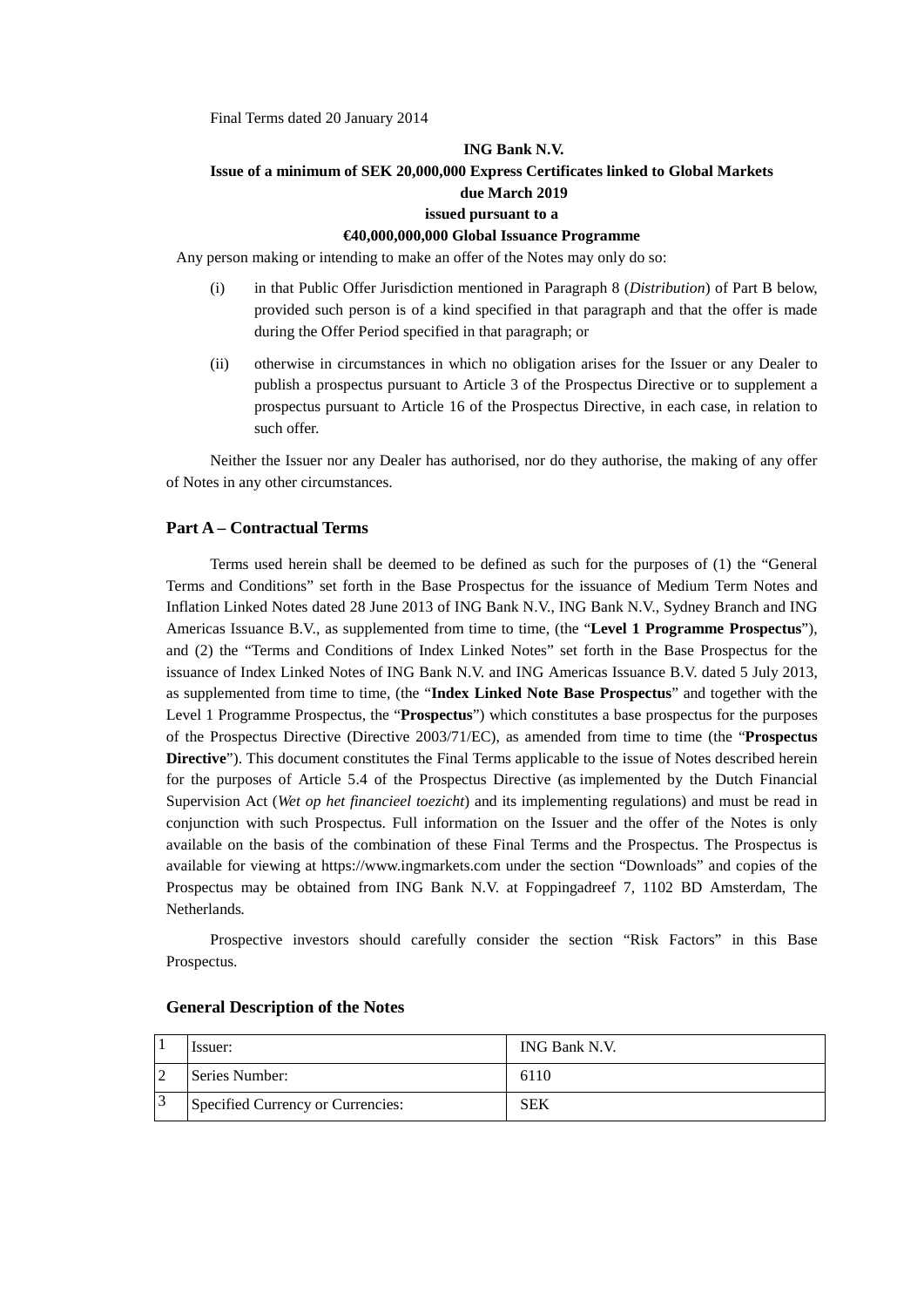Final Terms dated 20 January 2014

**ING Bank N.V.**

**Issue of a minimum of SEK 20,000,000 Express Certificates linked to Global Markets due March 2019**

**issued pursuant to a**

**€40,000,000,000 Global Issuance Programme**

Any person making or intending to make an offer of the Notes may only do so:

(i) in that Public Offer Jurisdiction mentioned in Paragraph 8 (*Distribution*) of Part B below, provided such person is of a kind specified in that paragraph and that the offer is made during the Offer Period specified in that paragraph; or

(ii) otherwise in circumstances in which no obligation arises for the Issuer or any Dealer to publish a prospectus pursuant to Article 3 of the Prospectus Directive or to supplement a prospectus pursuant to Article 16 of the Prospectus Directive, in each case, in relation to such offer.

Neither the Issuer nor any Dealer has authorised, nor do they authorise, the making of any offer of Notes in any other circumstances.

## Part A – Contractual Terms

Terms used herein shall be deemed to be defined as such for the purposes of (1) the "General Terms and Conditions" set forth in the Base Prospectus for the issuance of Medium Term Notes and Inflation Linked Notes dated 28 June 2013 of ING Bank N.V., ING Bank N.V., Sydney Branch and ING Americas Issuance B.V., as supplemented from time to time, (the "**Level 1 Programme Prospectus**"), and (2) the "Terms and Conditions of Index Linked Notes" set forth in the Base Prospectus for the issuance of Index Linked Notes of ING Bank N.V. and ING Americas Issuance B.V. dated 5 July 2013, as supplemented from time to time, (the "**Index Linked Note Base Prospectus**" and together with the Level 1 Programme Prospectus, the "**Prospectus**") which constitutes a base prospectus for the purposes of the Prospectus Directive (Directive 2003/71/EC), as amended from time to time (the "**Prospectus Directive**"). This document constitutes the Final Terms applicable to the issue of Notes described herein for the purposes of Article 5.4 of the Prospectus Directive (as implemented by the Dutch Financial Supervision Act (*Wet op het financieel toezicht*) and its implementing regulations) and must be read in conjunction with such Prospectus. Full information on the Issuer and the offer of the Notes is only available on the basis of the combination of these Final Terms and the Prospectus. The Prospectus is available for viewing at https://www.ingmarkets.com under the section "Downloads" and copies of the Prospectus may be obtained from ING Bank N.V. at Foppingadreef 7, 1102 BD Amsterdam, The Netherlands.

Prospective investors should carefully consider the section "Risk Factors" in this Base Prospectus.

### General Description of the Notes

| | | |
|---|---|---|
| 1 | Issuer: | ING Bank N.V. |
| 2 | Series Number: | 6110 |
| 3 | Specified Currency or Currencies: | SEK |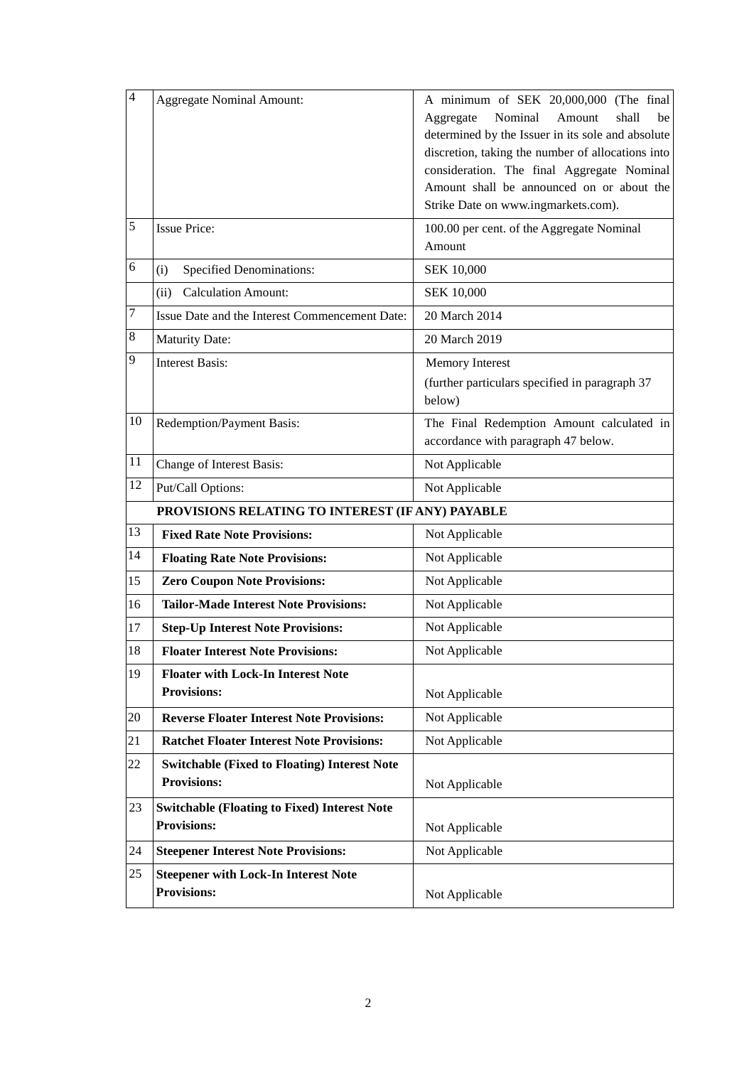| | | |
|---|---|---|
| 4 | Aggregate Nominal Amount: | A minimum of SEK 20,000,000 (The final Aggregate Nominal Amount shall be determined by the Issuer in its sole and absolute discretion, taking the number of allocations into consideration. The final Aggregate Nominal Amount shall be announced on or about the Strike Date on www.ingmarkets.com). |
| 5 | Issue Price: | 100.00 per cent. of the Aggregate Nominal Amount |
| 6 | (i) Specified Denominations: | SEK 10,000 |
| | (ii) Calculation Amount: | SEK 10,000 |
| 7 | Issue Date and the Interest Commencement Date: | 20 March 2014 |
| 8 | Maturity Date: | 20 March 2019 |
| 9 | Interest Basis: | Memory Interest<br>(further particulars specified in paragraph 37 below) |
| 10 | Redemption/Payment Basis: | The Final Redemption Amount calculated in accordance with paragraph 47 below. |
| 11 | Change of Interest Basis: | Not Applicable |
| 12 | Put/Call Options: | Not Applicable |
| | **PROVISIONS RELATING TO INTEREST (IF ANY) PAYABLE** | |
| 13 | **Fixed Rate Note Provisions:** | Not Applicable |
| 14 | **Floating Rate Note Provisions:** | Not Applicable |
| 15 | **Zero Coupon Note Provisions:** | Not Applicable |
| 16 | **Tailor-Made Interest Note Provisions:** | Not Applicable |
| 17 | **Step-Up Interest Note Provisions:** | Not Applicable |
| 18 | **Floater Interest Note Provisions:** | Not Applicable |
| 19 | **Floater with Lock-In Interest Note Provisions:** | Not Applicable |
| 20 | **Reverse Floater Interest Note Provisions:** | Not Applicable |
| 21 | **Ratchet Floater Interest Note Provisions:** | Not Applicable |
| 22 | **Switchable (Fixed to Floating) Interest Note Provisions:** | Not Applicable |
| 23 | **Switchable (Floating to Fixed) Interest Note Provisions:** | Not Applicable |
| 24 | **Steepener Interest Note Provisions:** | Not Applicable |
| 25 | **Steepener with Lock-In Interest Note Provisions:** | Not Applicable |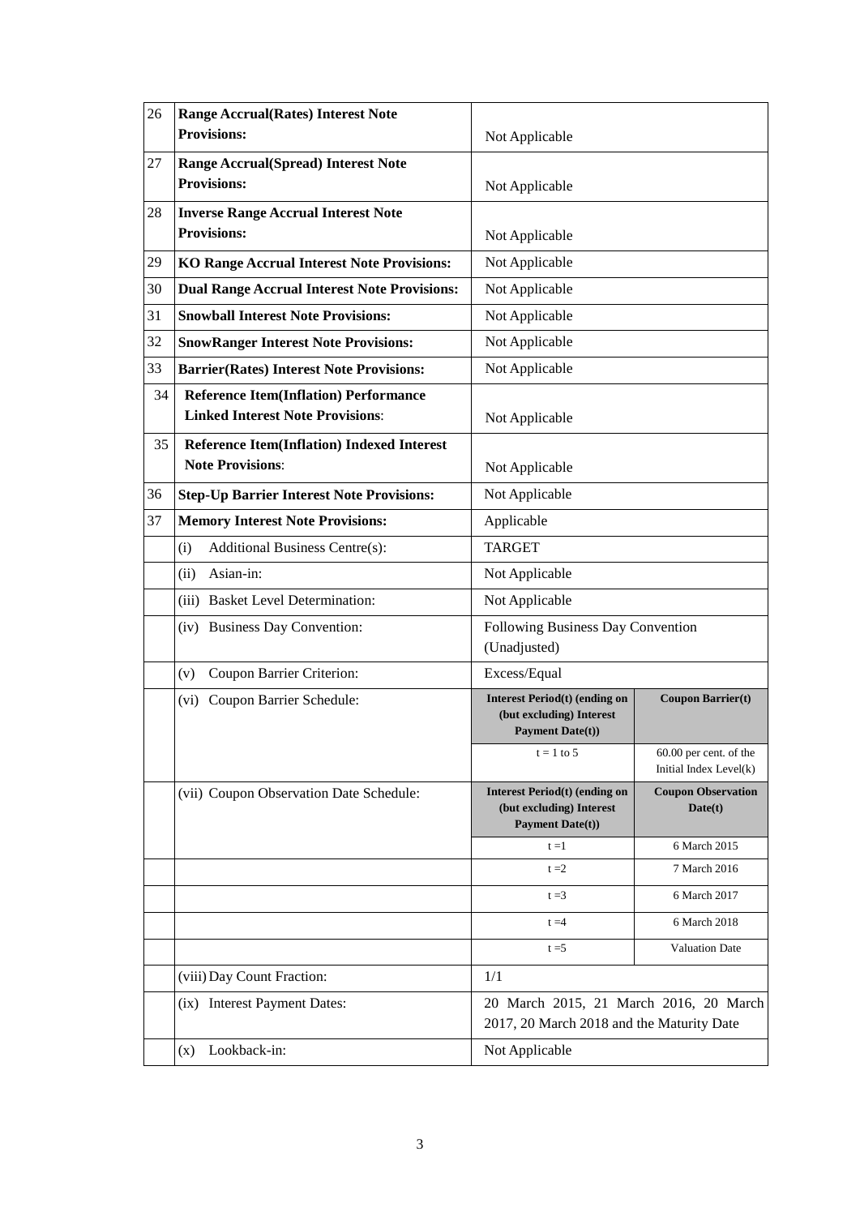| | | |
|---|---|---|
| 26 | **Range Accrual(Rates) Interest Note Provisions:** | Not Applicable |
| 27 | **Range Accrual(Spread) Interest Note Provisions:** | Not Applicable |
| 28 | **Inverse Range Accrual Interest Note Provisions:** | Not Applicable |
| 29 | **KO Range Accrual Interest Note Provisions:** | Not Applicable |
| 30 | **Dual Range Accrual Interest Note Provisions:** | Not Applicable |
| 31 | **Snowball Interest Note Provisions:** | Not Applicable |
| 32 | **SnowRanger Interest Note Provisions:** | Not Applicable |
| 33 | **Barrier(Rates) Interest Note Provisions:** | Not Applicable |
| 34 | **Reference Item(Inflation) Performance Linked Interest Note Provisions:** | Not Applicable |
| 35 | **Reference Item(Inflation) Indexed Interest Note Provisions:** | Not Applicable |
| 36 | **Step-Up Barrier Interest Note Provisions:** | Not Applicable |
| 37 | **Memory Interest Note Provisions:** | Applicable |
| | (i) Additional Business Centre(s): | TARGET |
| | (ii) Asian-in: | Not Applicable |
| | (iii) Basket Level Determination: | Not Applicable |
| | (iv) Business Day Convention: | Following Business Day Convention (Unadjusted) |
| | (v) Coupon Barrier Criterion: | Excess/Equal |
| | (vi) Coupon Barrier Schedule: | see table below |
| | (vii) Coupon Observation Date Schedule: | see table below |
| | (viii) Day Count Fraction: | 1/1 |
| | (ix) Interest Payment Dates: | 20 March 2015, 21 March 2016, 20 March 2017, 20 March 2018 and the Maturity Date |
| | (x) Lookback-in: | Not Applicable |

(vi) Coupon Barrier Schedule:

| Interest Period(t) (ending on (but excluding) Interest Payment Date(t)) | Coupon Barrier(t) |
|---|---|
| t = 1 to 5 | 60.00 per cent. of the Initial Index Level(k) |

(vii) Coupon Observation Date Schedule:

| Interest Period(t) (ending on (but excluding) Interest Payment Date(t)) | Coupon Observation Date(t) |
|---|---|
| t =1 | 6 March 2015 |
| t =2 | 7 March 2016 |
| t =3 | 6 March 2017 |
| t =4 | 6 March 2018 |
| t =5 | Valuation Date |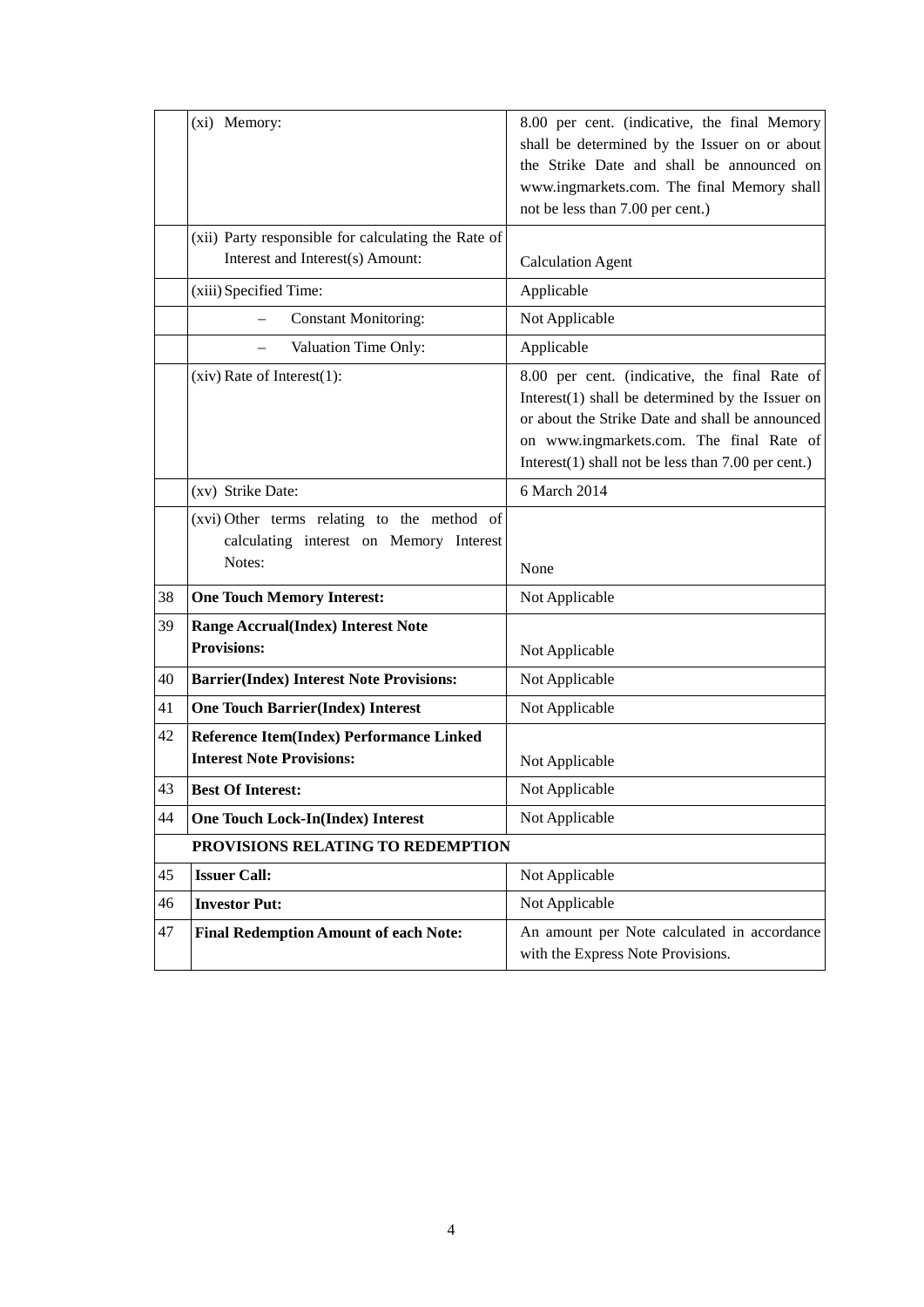| | | |
|---|---|---|
| | (xi) Memory: | 8.00 per cent. (indicative, the final Memory shall be determined by the Issuer on or about the Strike Date and shall be announced on www.ingmarkets.com. The final Memory shall not be less than 7.00 per cent.) |
| | (xii) Party responsible for calculating the Rate of Interest and Interest(s) Amount: | Calculation Agent |
| | (xiii) Specified Time: | Applicable |
| | – Constant Monitoring: | Not Applicable |
| | – Valuation Time Only: | Applicable |
| | (xiv) Rate of Interest(1): | 8.00 per cent. (indicative, the final Rate of Interest(1) shall be determined by the Issuer on or about the Strike Date and shall be announced on www.ingmarkets.com. The final Rate of Interest(1) shall not be less than 7.00 per cent.) |
| | (xv) Strike Date: | 6 March 2014 |
| | (xvi) Other terms relating to the method of calculating interest on Memory Interest Notes: | None |
| 38 | **One Touch Memory Interest:** | Not Applicable |
| 39 | **Range Accrual(Index) Interest Note Provisions:** | Not Applicable |
| 40 | **Barrier(Index) Interest Note Provisions:** | Not Applicable |
| 41 | **One Touch Barrier(Index) Interest** | Not Applicable |
| 42 | **Reference Item(Index) Performance Linked Interest Note Provisions:** | Not Applicable |
| 43 | **Best Of Interest:** | Not Applicable |
| 44 | **One Touch Lock-In(Index) Interest** | Not Applicable |
| | **PROVISIONS RELATING TO REDEMPTION** | |
| 45 | **Issuer Call:** | Not Applicable |
| 46 | **Investor Put:** | Not Applicable |
| 47 | **Final Redemption Amount of each Note:** | An amount per Note calculated in accordance with the Express Note Provisions. |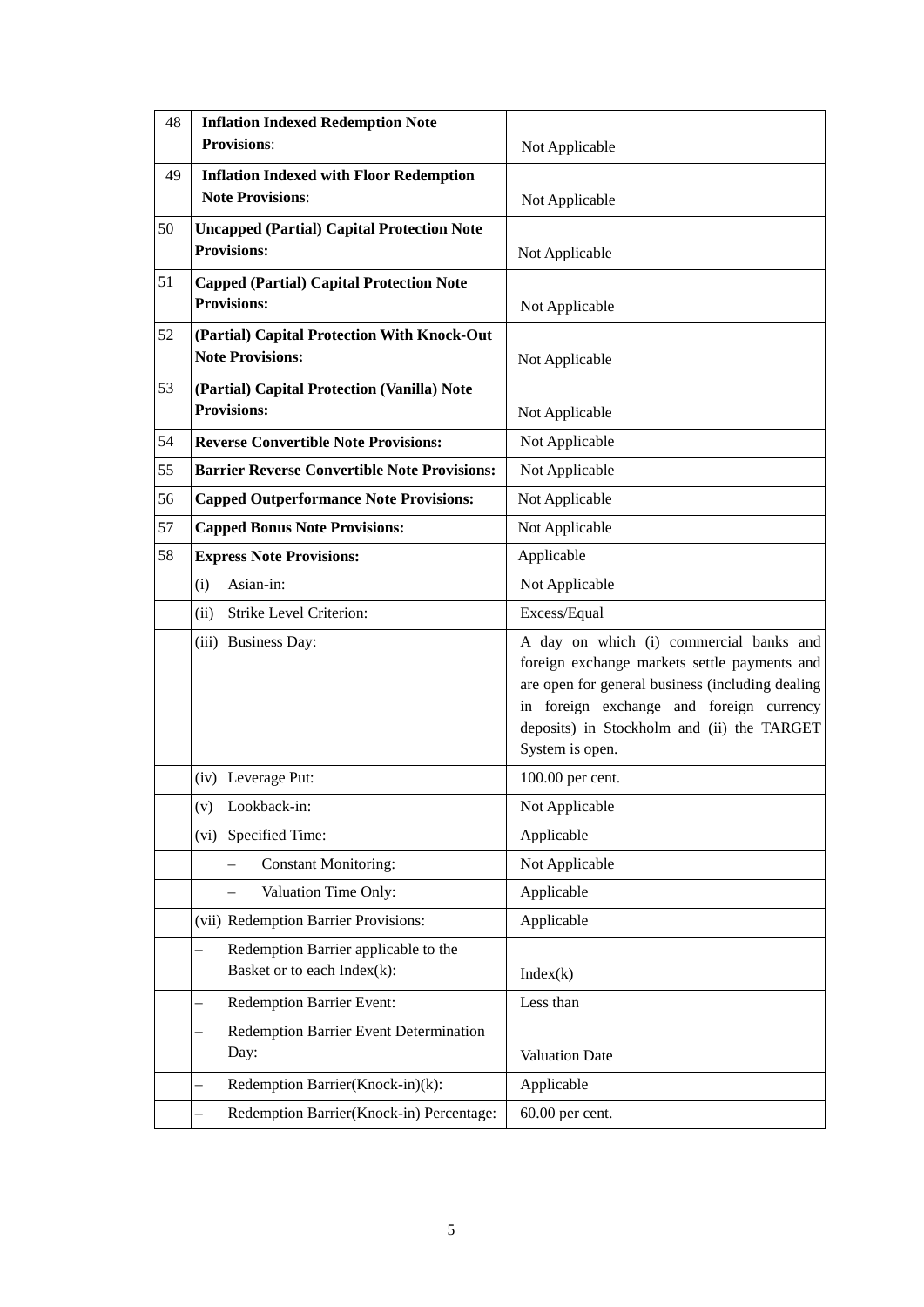| | | |
|---|---|---|
| 48 | **Inflation Indexed Redemption Note Provisions**: | Not Applicable |
| 49 | **Inflation Indexed with Floor Redemption Note Provisions**: | Not Applicable |
| 50 | **Uncapped (Partial) Capital Protection Note Provisions:** | Not Applicable |
| 51 | **Capped (Partial) Capital Protection Note Provisions:** | Not Applicable |
| 52 | **(Partial) Capital Protection With Knock-Out Note Provisions:** | Not Applicable |
| 53 | **(Partial) Capital Protection (Vanilla) Note Provisions:** | Not Applicable |
| 54 | **Reverse Convertible Note Provisions:** | Not Applicable |
| 55 | **Barrier Reverse Convertible Note Provisions:** | Not Applicable |
| 56 | **Capped Outperformance Note Provisions:** | Not Applicable |
| 57 | **Capped Bonus Note Provisions:** | Not Applicable |
| 58 | **Express Note Provisions:** | Applicable |
| | (i) Asian-in: | Not Applicable |
| | (ii) Strike Level Criterion: | Excess/Equal |
| | (iii) Business Day: | A day on which (i) commercial banks and foreign exchange markets settle payments and are open for general business (including dealing in foreign exchange and foreign currency deposits) in Stockholm and (ii) the TARGET System is open. |
| | (iv) Leverage Put: | 100.00 per cent. |
| | (v) Lookback-in: | Not Applicable |
| | (vi) Specified Time: | Applicable |
| | – Constant Monitoring: | Not Applicable |
| | – Valuation Time Only: | Applicable |
| | (vii) Redemption Barrier Provisions: | Applicable |
| | – Redemption Barrier applicable to the Basket or to each Index(k): | Index(k) |
| | – Redemption Barrier Event: | Less than |
| | – Redemption Barrier Event Determination Day: | Valuation Date |
| | – Redemption Barrier(Knock-in)(k): | Applicable |
| | – Redemption Barrier(Knock-in) Percentage: | 60.00 per cent. |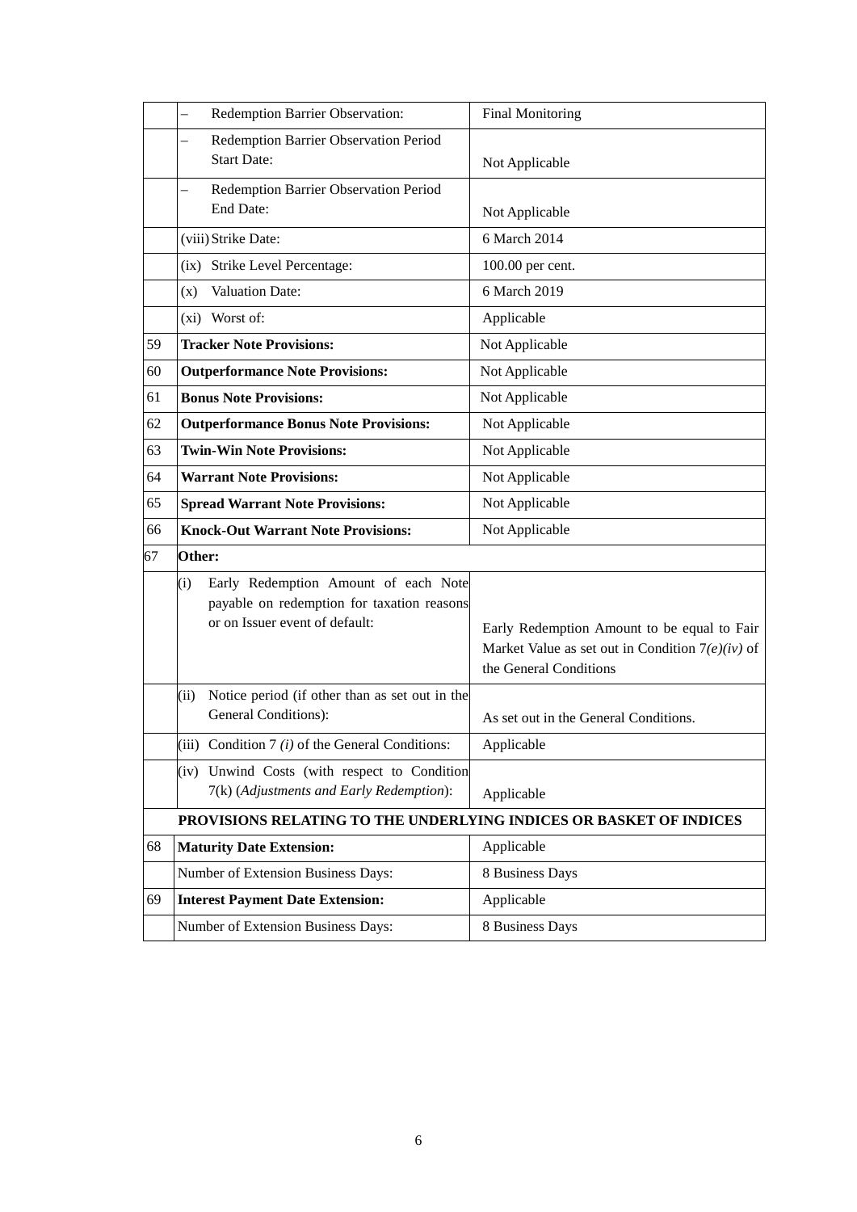| | | |
|---|---|---|
| | – Redemption Barrier Observation: | Final Monitoring |
| | – Redemption Barrier Observation Period Start Date: | Not Applicable |
| | – Redemption Barrier Observation Period End Date: | Not Applicable |
| | (viii) Strike Date: | 6 March 2014 |
| | (ix) Strike Level Percentage: | 100.00 per cent. |
| | (x) Valuation Date: | 6 March 2019 |
| | (xi) Worst of: | Applicable |
| 59 | **Tracker Note Provisions:** | Not Applicable |
| 60 | **Outperformance Note Provisions:** | Not Applicable |
| 61 | **Bonus Note Provisions:** | Not Applicable |
| 62 | **Outperformance Bonus Note Provisions:** | Not Applicable |
| 63 | **Twin-Win Note Provisions:** | Not Applicable |
| 64 | **Warrant Note Provisions:** | Not Applicable |
| 65 | **Spread Warrant Note Provisions:** | Not Applicable |
| 66 | **Knock-Out Warrant Note Provisions:** | Not Applicable |
| 67 | **Other:** | |
| | (i) Early Redemption Amount of each Note payable on redemption for taxation reasons or on Issuer event of default: | Early Redemption Amount to be equal to Fair Market Value as set out in Condition 7*(e)(iv)* of the General Conditions |
| | (ii) Notice period (if other than as set out in the General Conditions): | As set out in the General Conditions. |
| | (iii) Condition 7 *(i)* of the General Conditions: | Applicable |
| | (iv) Unwind Costs (with respect to Condition 7(k) (*Adjustments and Early Redemption*): | Applicable |
| | **PROVISIONS RELATING TO THE UNDERLYING INDICES OR BASKET OF INDICES** | |
| 68 | **Maturity Date Extension:** | Applicable |
| | Number of Extension Business Days: | 8 Business Days |
| 69 | **Interest Payment Date Extension:** | Applicable |
| | Number of Extension Business Days: | 8 Business Days |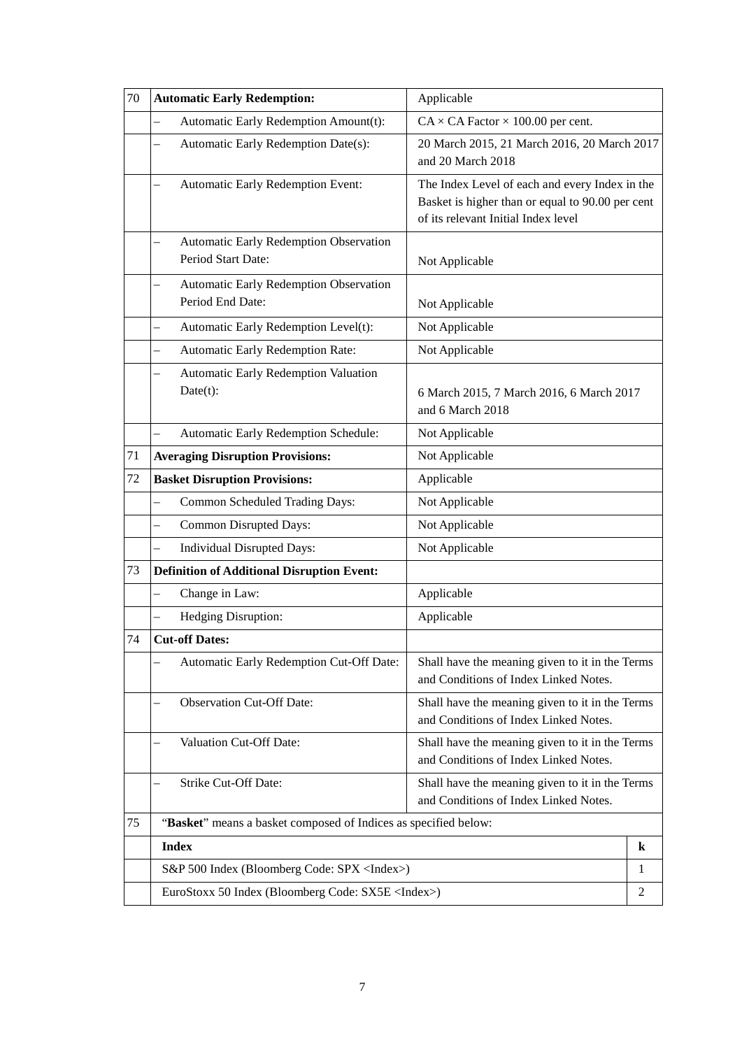| | | |
|---|---|---|
| 70 | **Automatic Early Redemption:** | Applicable |
| | – Automatic Early Redemption Amount(t): | CA × CA Factor × 100.00 per cent. |
| | – Automatic Early Redemption Date(s): | 20 March 2015, 21 March 2016, 20 March 2017 and 20 March 2018 |
| | – Automatic Early Redemption Event: | The Index Level of each and every Index in the Basket is higher than or equal to 90.00 per cent of its relevant Initial Index level |
| | – Automatic Early Redemption Observation Period Start Date: | Not Applicable |
| | – Automatic Early Redemption Observation Period End Date: | Not Applicable |
| | – Automatic Early Redemption Level(t): | Not Applicable |
| | – Automatic Early Redemption Rate: | Not Applicable |
| | – Automatic Early Redemption Valuation Date(t): | 6 March 2015, 7 March 2016, 6 March 2017 and 6 March 2018 |
| | – Automatic Early Redemption Schedule: | Not Applicable |
| 71 | **Averaging Disruption Provisions:** | Not Applicable |
| 72 | **Basket Disruption Provisions:** | Applicable |
| | – Common Scheduled Trading Days: | Not Applicable |
| | – Common Disrupted Days: | Not Applicable |
| | – Individual Disrupted Days: | Not Applicable |
| 73 | **Definition of Additional Disruption Event:** | |
| | – Change in Law: | Applicable |
| | – Hedging Disruption: | Applicable |
| 74 | **Cut-off Dates:** | |
| | – Automatic Early Redemption Cut-Off Date: | Shall have the meaning given to it in the Terms and Conditions of Index Linked Notes. |
| | – Observation Cut-Off Date: | Shall have the meaning given to it in the Terms and Conditions of Index Linked Notes. |
| | – Valuation Cut-Off Date: | Shall have the meaning given to it in the Terms and Conditions of Index Linked Notes. |
| | – Strike Cut-Off Date: | Shall have the meaning given to it in the Terms and Conditions of Index Linked Notes. |

| | | |
|---|---|---|
| 75 | "**Basket**" means a basket composed of Indices as specified below: | |
| | **Index** | **k** |
| | S&P 500 Index (Bloomberg Code: SPX <Index>) | 1 |
| | EuroStoxx 50 Index (Bloomberg Code: SX5E <Index>) | 2 |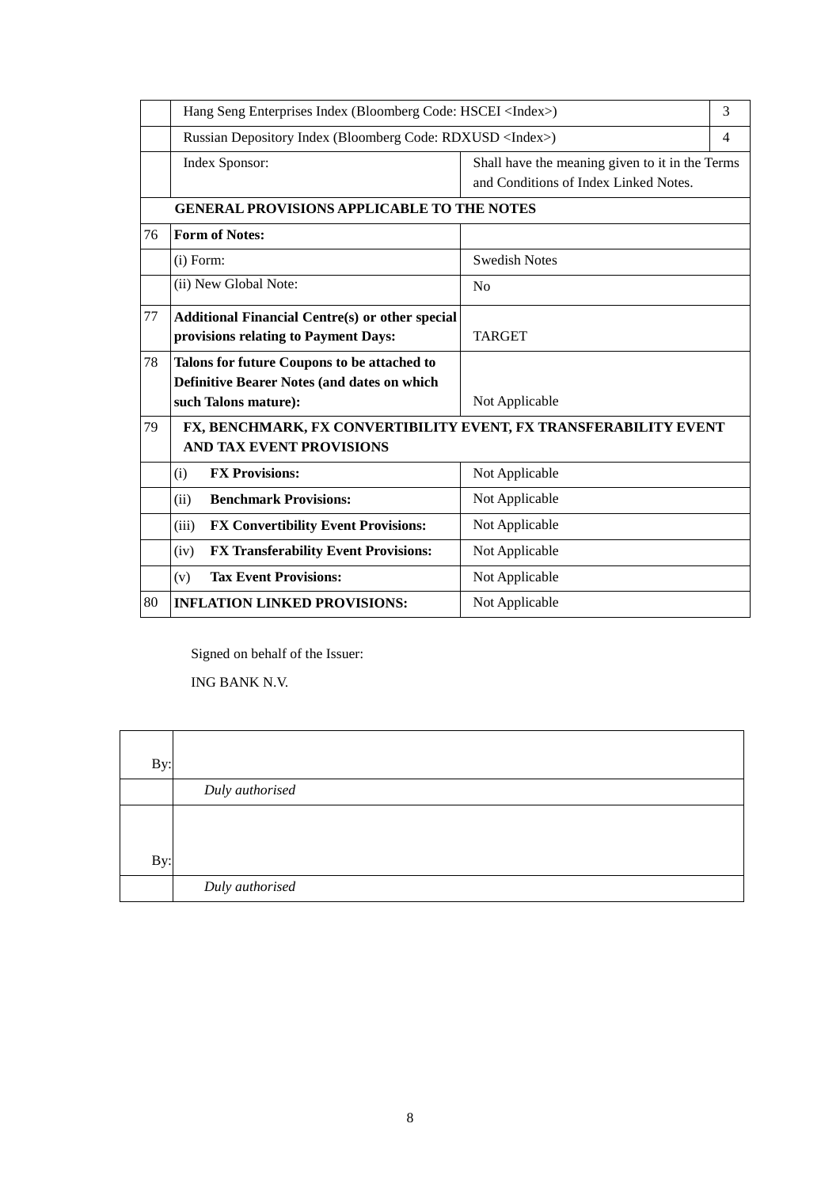| | | | |
|---|---|---|---|
| | Hang Seng Enterprises Index (Bloomberg Code: HSCEI <Index>) | | 3 |
| | Russian Depository Index (Bloomberg Code: RDXUSD <Index>) | | 4 |
| | Index Sponsor: | Shall have the meaning given to it in the Terms and Conditions of Index Linked Notes. | |
| | **GENERAL PROVISIONS APPLICABLE TO THE NOTES** | | |
| 76 | **Form of Notes:** | | |
| | (i) Form: | Swedish Notes | |
| | (ii) New Global Note: | No | |
| 77 | **Additional Financial Centre(s) or other special provisions relating to Payment Days:** | TARGET | |
| 78 | **Talons for future Coupons to be attached to Definitive Bearer Notes (and dates on which such Talons mature):** | Not Applicable | |
| 79 | **FX, BENCHMARK, FX CONVERTIBILITY EVENT, FX TRANSFERABILITY EVENT AND TAX EVENT PROVISIONS** | | |
| | (i) **FX Provisions:** | Not Applicable | |
| | (ii) **Benchmark Provisions:** | Not Applicable | |
| | (iii) **FX Convertibility Event Provisions:** | Not Applicable | |
| | (iv) **FX Transferability Event Provisions:** | Not Applicable | |
| | (v) **Tax Event Provisions:** | Not Applicable | |
| 80 | **INFLATION LINKED PROVISIONS:** | Not Applicable | |

Signed on behalf of the Issuer:

ING BANK N.V.

| | |
|---|---|
| By: | |
| | *Duly authorised* |
| By: | |
| | *Duly authorised* |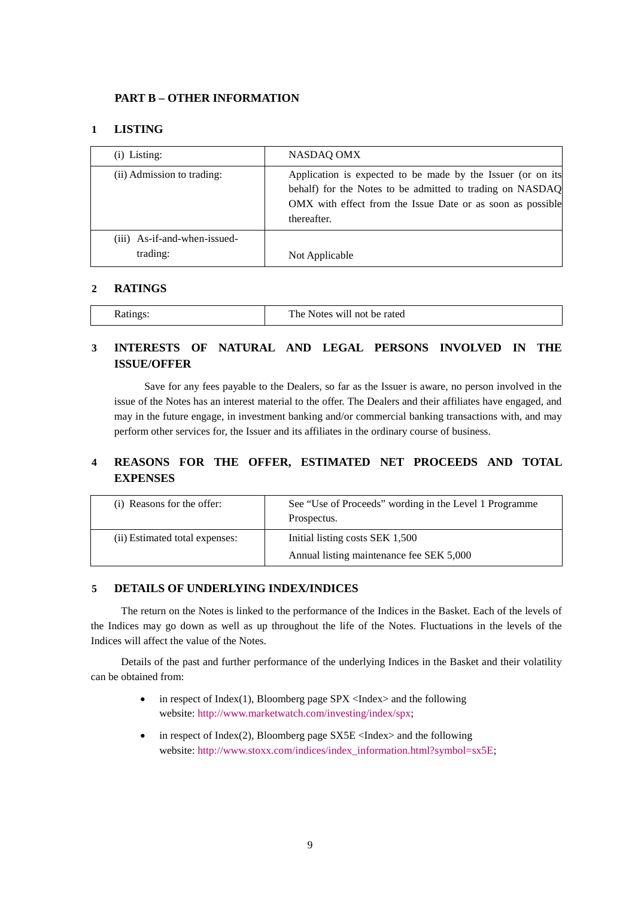## PART B – OTHER INFORMATION

### 1 LISTING

| | |
|---|---|
| (i) Listing: | NASDAQ OMX |
| (ii) Admission to trading: | Application is expected to be made by the Issuer (or on its behalf) for the Notes to be admitted to trading on NASDAQ OMX with effect from the Issue Date or as soon as possible thereafter. |
| (iii) As-if-and-when-issued-trading: | Not Applicable |

### 2 RATINGS

| | |
|---|---|
| Ratings: | The Notes will not be rated |

### 3 INTERESTS OF NATURAL AND LEGAL PERSONS INVOLVED IN THE ISSUE/OFFER

Save for any fees payable to the Dealers, so far as the Issuer is aware, no person involved in the issue of the Notes has an interest material to the offer. The Dealers and their affiliates have engaged, and may in the future engage, in investment banking and/or commercial banking transactions with, and may perform other services for, the Issuer and its affiliates in the ordinary course of business.

### 4 REASONS FOR THE OFFER, ESTIMATED NET PROCEEDS AND TOTAL EXPENSES

| | |
|---|---|
| (i) Reasons for the offer: | See "Use of Proceeds" wording in the Level 1 Programme Prospectus. |
| (ii) Estimated total expenses: | Initial listing costs SEK 1,500<br>Annual listing maintenance fee SEK 5,000 |

### 5 DETAILS OF UNDERLYING INDEX/INDICES

The return on the Notes is linked to the performance of the Indices in the Basket. Each of the levels of the Indices may go down as well as up throughout the life of the Notes. Fluctuations in the levels of the Indices will affect the value of the Notes.

Details of the past and further performance of the underlying Indices in the Basket and their volatility can be obtained from:

- in respect of Index(1), Bloomberg page SPX <Index> and the following website: http://www.marketwatch.com/investing/index/spx;
- in respect of Index(2), Bloomberg page SX5E <Index> and the following website: http://www.stoxx.com/indices/index_information.html?symbol=sx5E;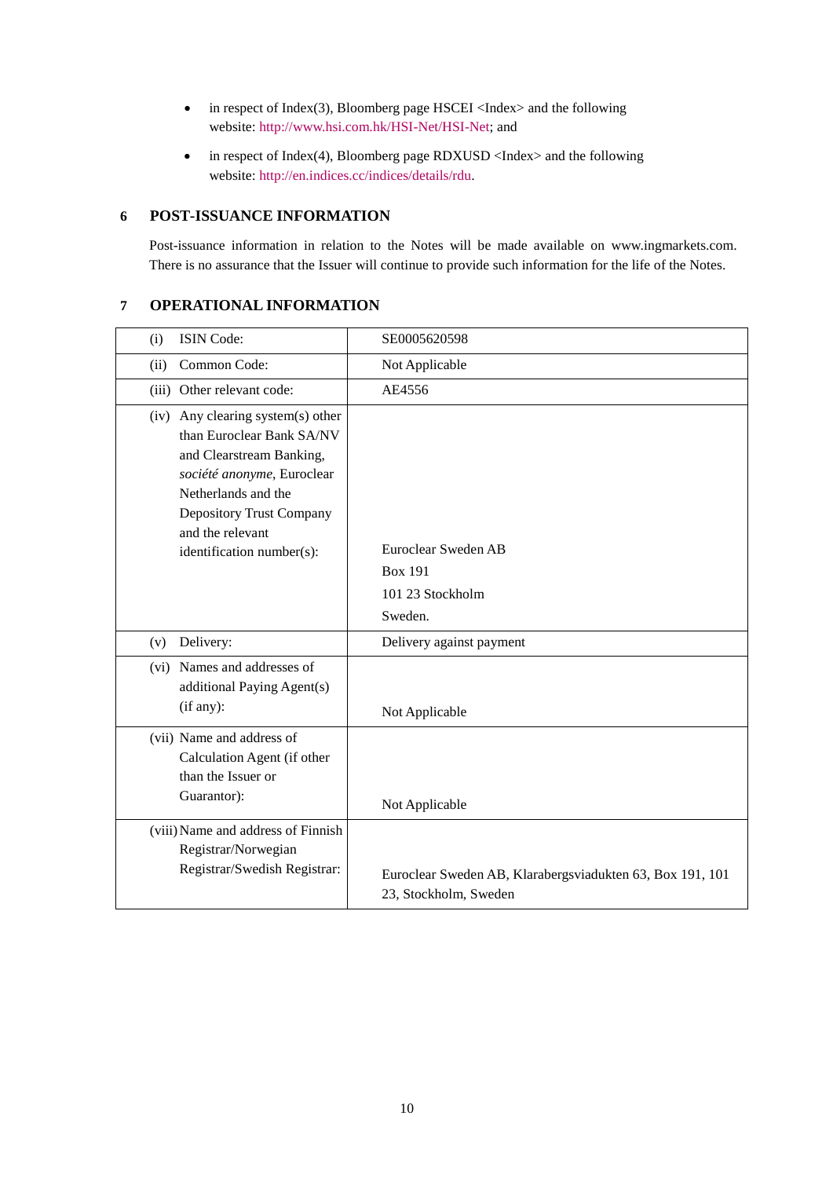- in respect of Index(3), Bloomberg page HSCEI <Index> and the following website: http://www.hsi.com.hk/HSI-Net/HSI-Net; and
- in respect of Index(4), Bloomberg page RDXUSD <Index> and the following website: http://en.indices.cc/indices/details/rdu.

## 6 POST-ISSUANCE INFORMATION

Post-issuance information in relation to the Notes will be made available on www.ingmarkets.com. There is no assurance that the Issuer will continue to provide such information for the life of the Notes.

## 7 OPERATIONAL INFORMATION

| | |
|---|---|
| (i) ISIN Code: | SE0005620598 |
| (ii) Common Code: | Not Applicable |
| (iii) Other relevant code: | AE4556 |
| (iv) Any clearing system(s) other than Euroclear Bank SA/NV and Clearstream Banking, *société anonyme*, Euroclear Netherlands and the Depository Trust Company and the relevant identification number(s): | Euroclear Sweden AB<br>Box 191<br>101 23 Stockholm<br>Sweden. |
| (v) Delivery: | Delivery against payment |
| (vi) Names and addresses of additional Paying Agent(s) (if any): | Not Applicable |
| (vii) Name and address of Calculation Agent (if other than the Issuer or Guarantor): | Not Applicable |
| (viii) Name and address of Finnish Registrar/Norwegian Registrar/Swedish Registrar: | Euroclear Sweden AB, Klarabergsviadukten 63, Box 191, 101 23, Stockholm, Sweden |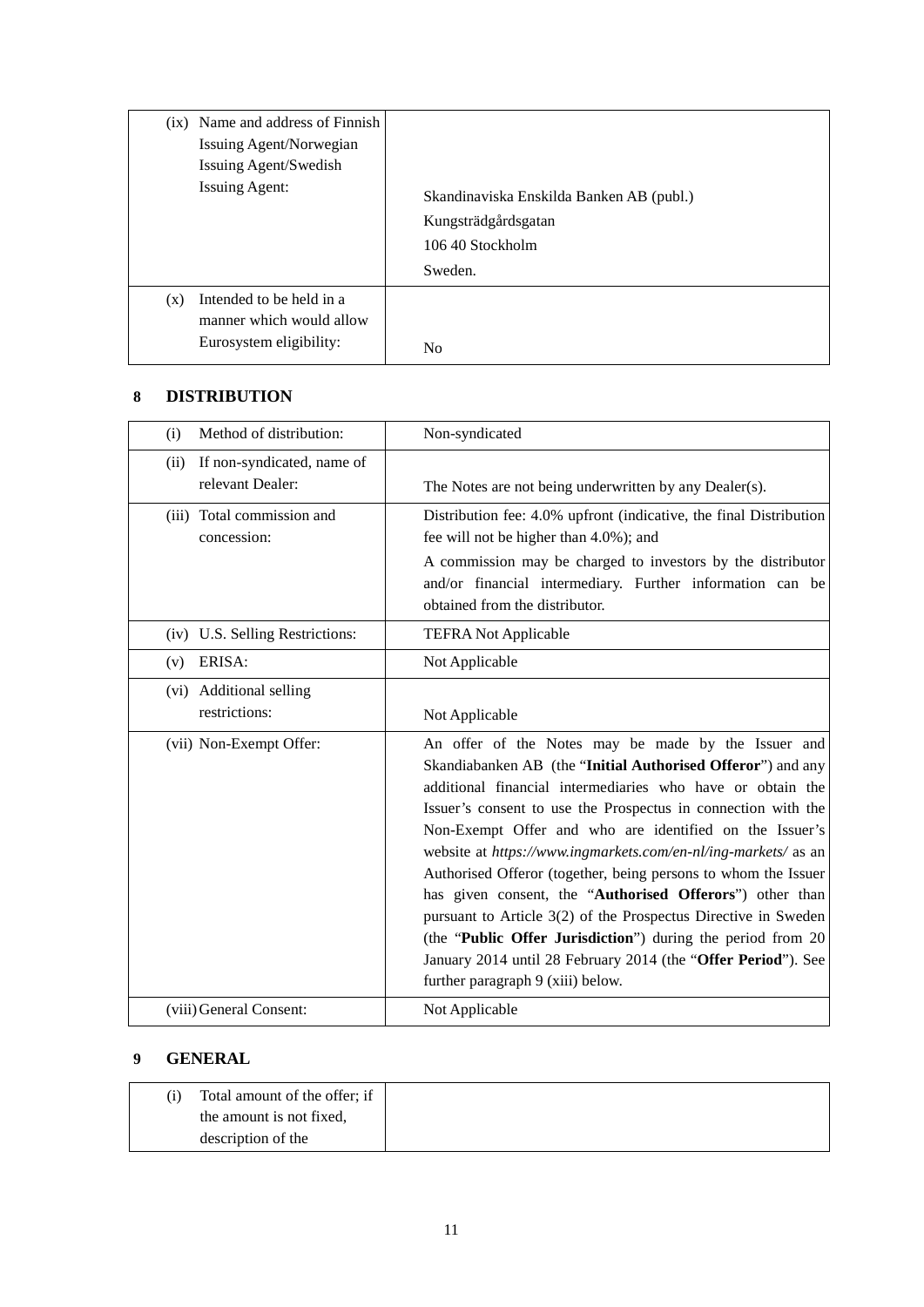| | |
|---|---|
| (ix) Name and address of Finnish Issuing Agent/Norwegian Issuing Agent/Swedish Issuing Agent: | Skandinaviska Enskilda Banken AB (publ.)<br>Kungsträdgårdsgatan<br>106 40 Stockholm<br>Sweden. |
| (x) Intended to be held in a manner which would allow Eurosystem eligibility: | No |

## 8 DISTRIBUTION

| | |
|---|---|
| (i) Method of distribution: | Non-syndicated |
| (ii) If non-syndicated, name of relevant Dealer: | The Notes are not being underwritten by any Dealer(s). |
| (iii) Total commission and concession: | Distribution fee: 4.0% upfront (indicative, the final Distribution fee will not be higher than 4.0%); and<br>A commission may be charged to investors by the distributor and/or financial intermediary. Further information can be obtained from the distributor. |
| (iv) U.S. Selling Restrictions: | TEFRA Not Applicable |
| (v) ERISA: | Not Applicable |
| (vi) Additional selling restrictions: | Not Applicable |
| (vii) Non-Exempt Offer: | An offer of the Notes may be made by the Issuer and Skandiabanken AB (the "**Initial Authorised Offeror**") and any additional financial intermediaries who have or obtain the Issuer's consent to use the Prospectus in connection with the Non-Exempt Offer and who are identified on the Issuer's website at *https://www.ingmarkets.com/en-nl/ing-markets/* as an Authorised Offeror (together, being persons to whom the Issuer has given consent, the "**Authorised Offerors**") other than pursuant to Article 3(2) of the Prospectus Directive in Sweden (the "**Public Offer Jurisdiction**") during the period from 20 January 2014 until 28 February 2014 (the "**Offer Period**"). See further paragraph 9 (xiii) below. |
| (viii) General Consent: | Not Applicable |

## 9 GENERAL

| | |
|---|---|
| (i) Total amount of the offer; if the amount is not fixed, description of the | |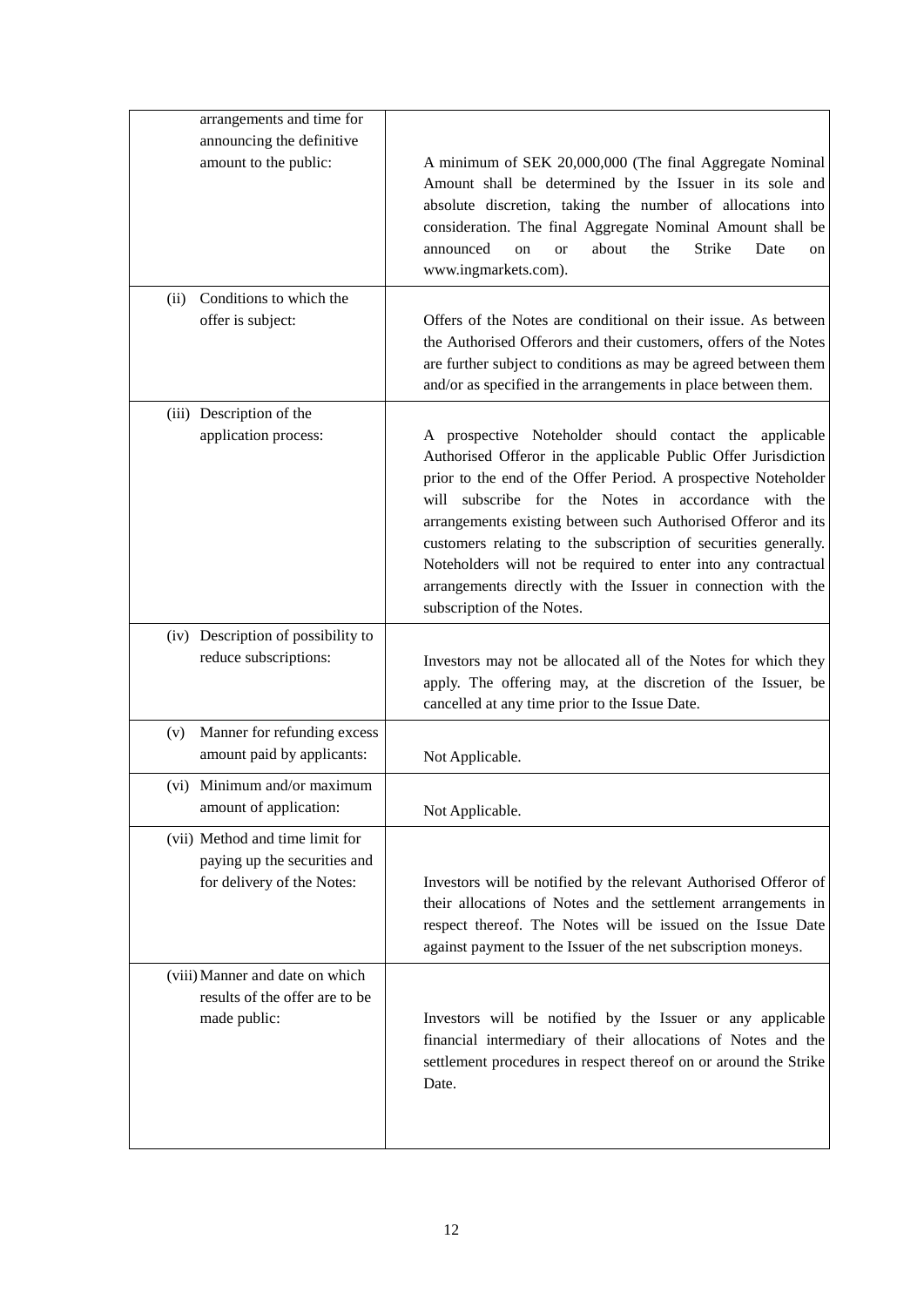| | |
|---|---|
| arrangements and time for announcing the definitive amount to the public: | A minimum of SEK 20,000,000 (The final Aggregate Nominal Amount shall be determined by the Issuer in its sole and absolute discretion, taking the number of allocations into consideration. The final Aggregate Nominal Amount shall be announced on or about the Strike Date on www.ingmarkets.com). |
| (ii) Conditions to which the offer is subject: | Offers of the Notes are conditional on their issue. As between the Authorised Offerors and their customers, offers of the Notes are further subject to conditions as may be agreed between them and/or as specified in the arrangements in place between them. |
| (iii) Description of the application process: | A prospective Noteholder should contact the applicable Authorised Offeror in the applicable Public Offer Jurisdiction prior to the end of the Offer Period. A prospective Noteholder will subscribe for the Notes in accordance with the arrangements existing between such Authorised Offeror and its customers relating to the subscription of securities generally. Noteholders will not be required to enter into any contractual arrangements directly with the Issuer in connection with the subscription of the Notes. |
| (iv) Description of possibility to reduce subscriptions: | Investors may not be allocated all of the Notes for which they apply. The offering may, at the discretion of the Issuer, be cancelled at any time prior to the Issue Date. |
| (v) Manner for refunding excess amount paid by applicants: | Not Applicable. |
| (vi) Minimum and/or maximum amount of application: | Not Applicable. |
| (vii) Method and time limit for paying up the securities and for delivery of the Notes: | Investors will be notified by the relevant Authorised Offeror of their allocations of Notes and the settlement arrangements in respect thereof. The Notes will be issued on the Issue Date against payment to the Issuer of the net subscription moneys. |
| (viii) Manner and date on which results of the offer are to be made public: | Investors will be notified by the Issuer or any applicable financial intermediary of their allocations of Notes and the settlement procedures in respect thereof on or around the Strike Date. |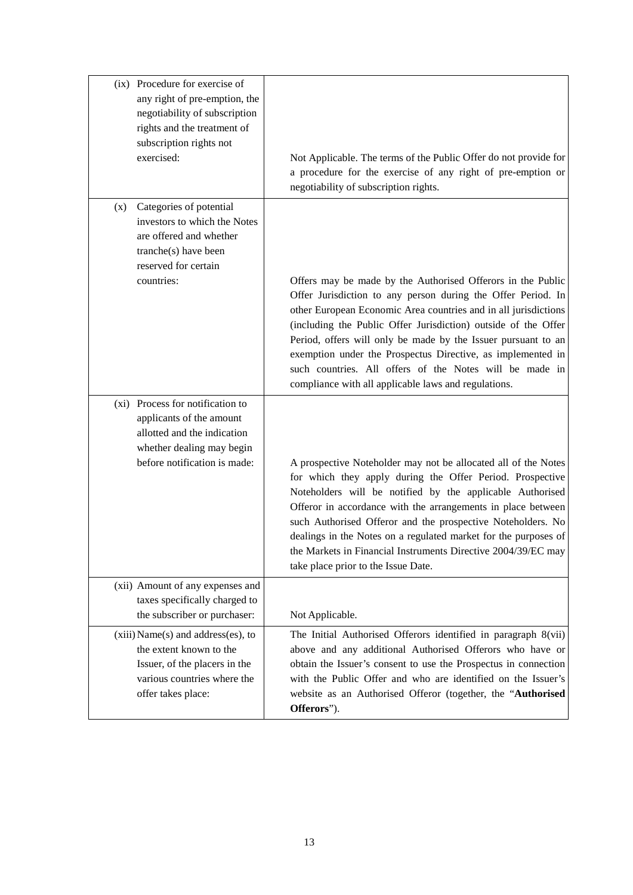| | |
|---|---|
| (ix) Procedure for exercise of any right of pre-emption, the negotiability of subscription rights and the treatment of subscription rights not exercised: | Not Applicable. The terms of the Public Offer do not provide for a procedure for the exercise of any right of pre-emption or negotiability of subscription rights. |
| (x) Categories of potential investors to which the Notes are offered and whether tranche(s) have been reserved for certain countries: | Offers may be made by the Authorised Offerors in the Public Offer Jurisdiction to any person during the Offer Period. In other European Economic Area countries and in all jurisdictions (including the Public Offer Jurisdiction) outside of the Offer Period, offers will only be made by the Issuer pursuant to an exemption under the Prospectus Directive, as implemented in such countries. All offers of the Notes will be made in compliance with all applicable laws and regulations. |
| (xi) Process for notification to applicants of the amount allotted and the indication whether dealing may begin before notification is made: | A prospective Noteholder may not be allocated all of the Notes for which they apply during the Offer Period. Prospective Noteholders will be notified by the applicable Authorised Offeror in accordance with the arrangements in place between such Authorised Offeror and the prospective Noteholders. No dealings in the Notes on a regulated market for the purposes of the Markets in Financial Instruments Directive 2004/39/EC may take place prior to the Issue Date. |
| (xii) Amount of any expenses and taxes specifically charged to the subscriber or purchaser: | Not Applicable. |
| (xiii) Name(s) and address(es), to the extent known to the Issuer, of the placers in the various countries where the offer takes place: | The Initial Authorised Offerors identified in paragraph 8(vii) above and any additional Authorised Offerors who have or obtain the Issuer's consent to use the Prospectus in connection with the Public Offer and who are identified on the Issuer's website as an Authorised Offeror (together, the "**Authorised Offerors**"). |